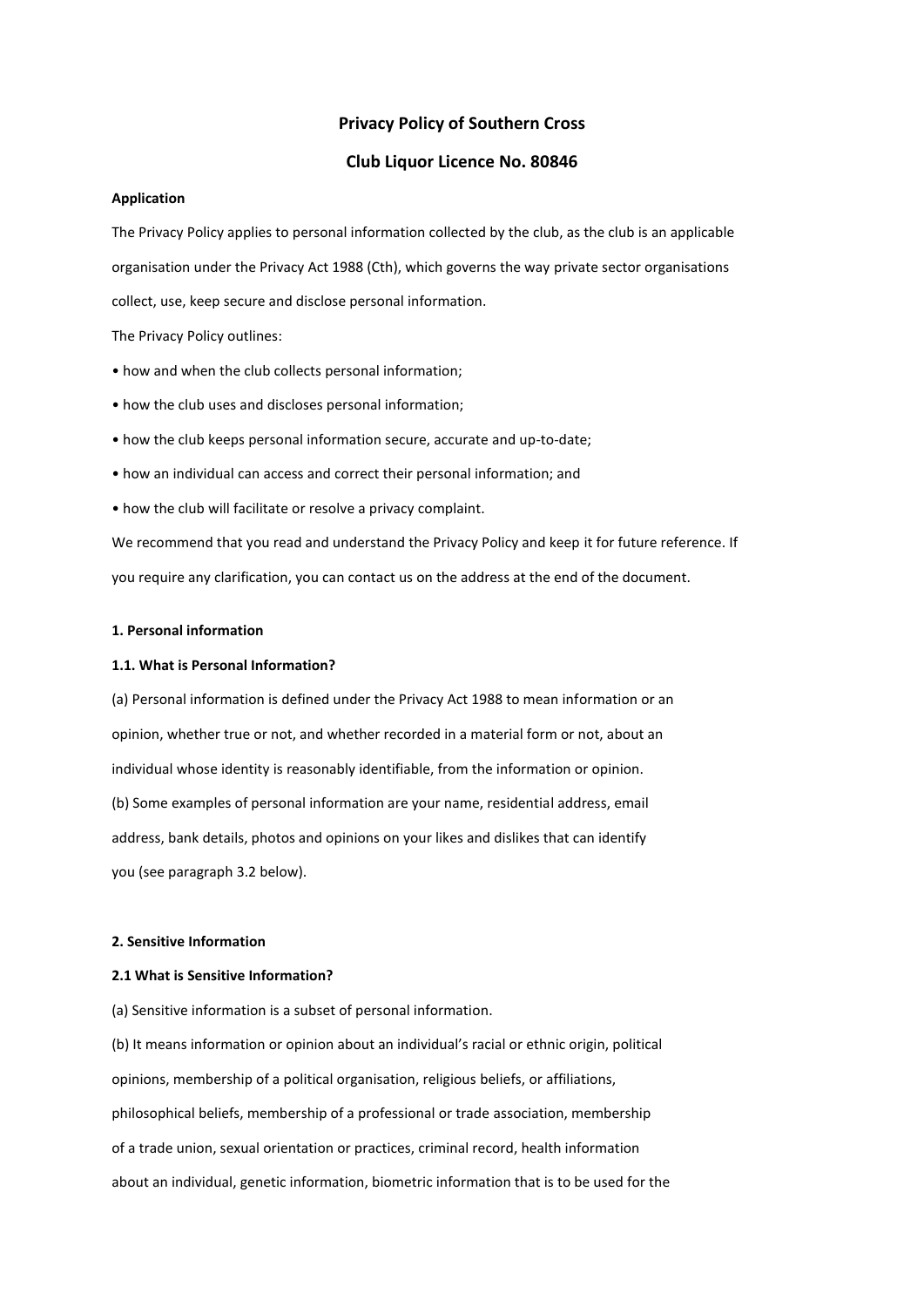# Privacy Policy of Southern Cross

# Club Liquor Licence No. 80846

**Application**

The Privacy Policy applies to personal information collected by the club, as the club is an applicable organisation under the Privacy Act 1988 (Cth), which governs the way private sector organisations collect, use, keep secure and disclose personal information.

The Privacy Policy outlines:

- how and when the club collects personal information;
- how the club uses and discloses personal information;
- how the club keeps personal information secure, accurate and up-to-date;
- how an individual can access and correct their personal information; and
- how the club will facilitate or resolve a privacy complaint.

We recommend that you read and understand the Privacy Policy and keep it for future reference. If you require any clarification, you can contact us on the address at the end of the document.

**1. Personal information**

**1.1. What is Personal Information?**

(a) Personal information is defined under the Privacy Act 1988 to mean information or an opinion, whether true or not, and whether recorded in a material form or not, about an individual whose identity is reasonably identifiable, from the information or opinion.

(b) Some examples of personal information are your name, residential address, email address, bank details, photos and opinions on your likes and dislikes that can identify you (see paragraph 3.2 below).

**2. Sensitive Information**

**2.1 What is Sensitive Information?**

(a) Sensitive information is a subset of personal information.

(b) It means information or opinion about an individual's racial or ethnic origin, political opinions, membership of a political organisation, religious beliefs, or affiliations, philosophical beliefs, membership of a professional or trade association, membership of a trade union, sexual orientation or practices, criminal record, health information about an individual, genetic information, biometric information that is to be used for the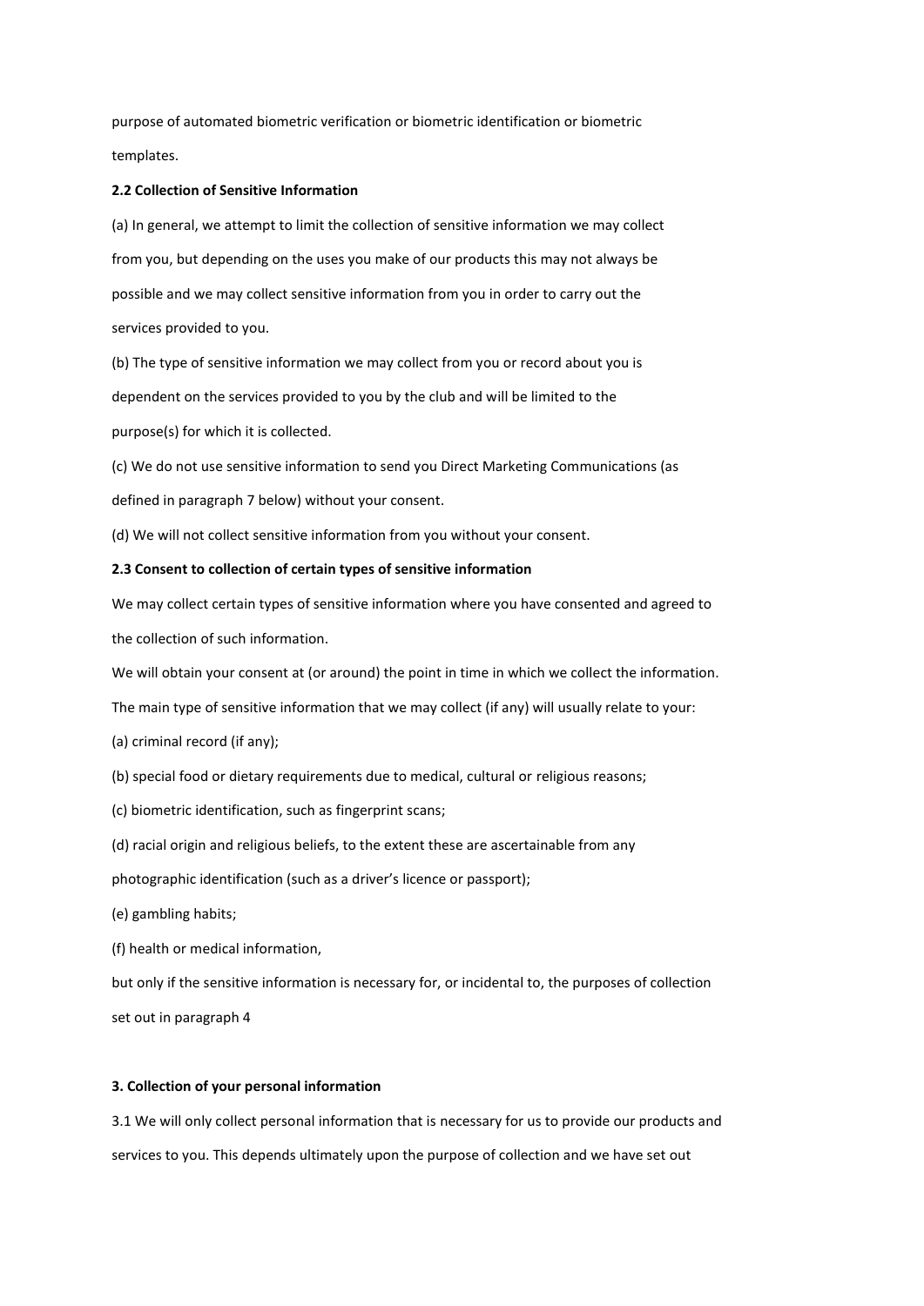purpose of automated biometric verification or biometric identification or biometric templates.

**2.2 Collection of Sensitive Information**

(a) In general, we attempt to limit the collection of sensitive information we may collect from you, but depending on the uses you make of our products this may not always be possible and we may collect sensitive information from you in order to carry out the services provided to you.

(b) The type of sensitive information we may collect from you or record about you is dependent on the services provided to you by the club and will be limited to the purpose(s) for which it is collected.

(c) We do not use sensitive information to send you Direct Marketing Communications (as defined in paragraph 7 below) without your consent.

(d) We will not collect sensitive information from you without your consent.

**2.3 Consent to collection of certain types of sensitive information**

We may collect certain types of sensitive information where you have consented and agreed to the collection of such information.

We will obtain your consent at (or around) the point in time in which we collect the information.

The main type of sensitive information that we may collect (if any) will usually relate to your:

(a) criminal record (if any);

(b) special food or dietary requirements due to medical, cultural or religious reasons;

(c) biometric identification, such as fingerprint scans;

(d) racial origin and religious beliefs, to the extent these are ascertainable from any photographic identification (such as a driver's licence or passport);

(e) gambling habits;

(f) health or medical information,

but only if the sensitive information is necessary for, or incidental to, the purposes of collection set out in paragraph 4

**3. Collection of your personal information**

3.1 We will only collect personal information that is necessary for us to provide our products and services to you. This depends ultimately upon the purpose of collection and we have set out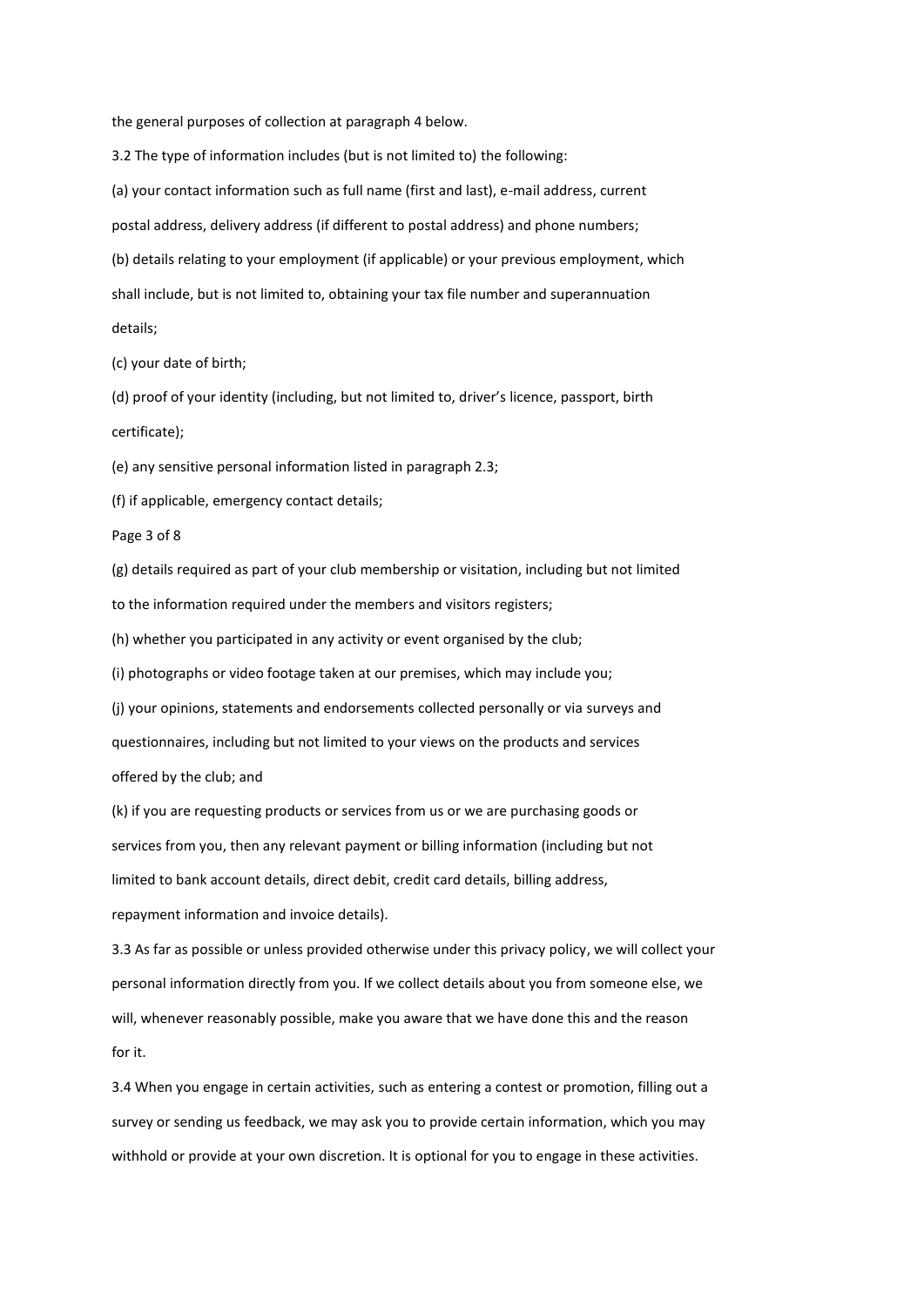the general purposes of collection at paragraph 4 below.

3.2 The type of information includes (but is not limited to) the following:

(a) your contact information such as full name (first and last), e-mail address, current postal address, delivery address (if different to postal address) and phone numbers;

(b) details relating to your employment (if applicable) or your previous employment, which shall include, but is not limited to, obtaining your tax file number and superannuation details;

(c) your date of birth;

(d) proof of your identity (including, but not limited to, driver's licence, passport, birth certificate);

(e) any sensitive personal information listed in paragraph 2.3;

(f) if applicable, emergency contact details;

(g) details required as part of your club membership or visitation, including but not limited to the information required under the members and visitors registers;

(h) whether you participated in any activity or event organised by the club;

(i) photographs or video footage taken at our premises, which may include you;

(j) your opinions, statements and endorsements collected personally or via surveys and questionnaires, including but not limited to your views on the products and services offered by the club; and

(k) if you are requesting products or services from us or we are purchasing goods or services from you, then any relevant payment or billing information (including but not limited to bank account details, direct debit, credit card details, billing address, repayment information and invoice details).

3.3 As far as possible or unless provided otherwise under this privacy policy, we will collect your personal information directly from you. If we collect details about you from someone else, we will, whenever reasonably possible, make you aware that we have done this and the reason for it.

3.4 When you engage in certain activities, such as entering a contest or promotion, filling out a survey or sending us feedback, we may ask you to provide certain information, which you may withhold or provide at your own discretion. It is optional for you to engage in these activities.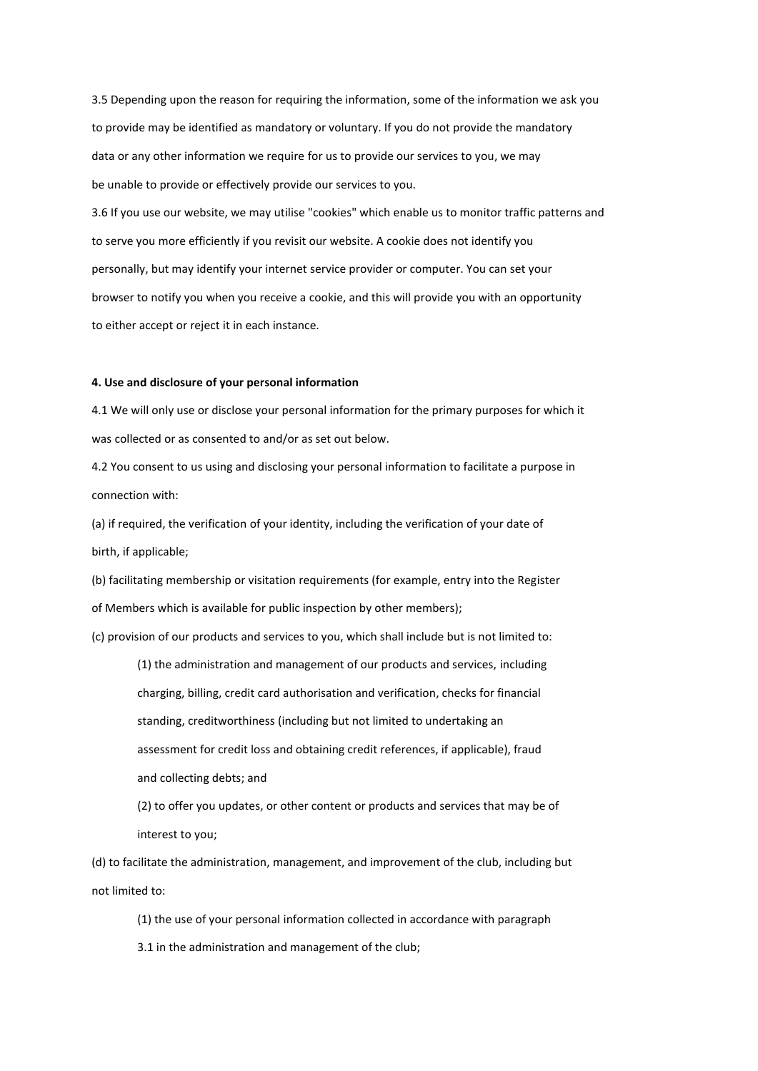3.5 Depending upon the reason for requiring the information, some of the information we ask you to provide may be identified as mandatory or voluntary. If you do not provide the mandatory data or any other information we require for us to provide our services to you, we may be unable to provide or effectively provide our services to you.

3.6 If you use our website, we may utilise "cookies" which enable us to monitor traffic patterns and to serve you more efficiently if you revisit our website. A cookie does not identify you personally, but may identify your internet service provider or computer. You can set your browser to notify you when you receive a cookie, and this will provide you with an opportunity to either accept or reject it in each instance.

**4. Use and disclosure of your personal information**

4.1 We will only use or disclose your personal information for the primary purposes for which it was collected or as consented to and/or as set out below.

4.2 You consent to us using and disclosing your personal information to facilitate a purpose in connection with:

(a) if required, the verification of your identity, including the verification of your date of birth, if applicable;

(b) facilitating membership or visitation requirements (for example, entry into the Register of Members which is available for public inspection by other members);

(c) provision of our products and services to you, which shall include but is not limited to:

> (1) the administration and management of our products and services, including charging, billing, credit card authorisation and verification, checks for financial standing, creditworthiness (including but not limited to undertaking an assessment for credit loss and obtaining credit references, if applicable), fraud and collecting debts; and
>
> (2) to offer you updates, or other content or products and services that may be of interest to you;

(d) to facilitate the administration, management, and improvement of the club, including but not limited to:

> (1) the use of your personal information collected in accordance with paragraph 3.1 in the administration and management of the club;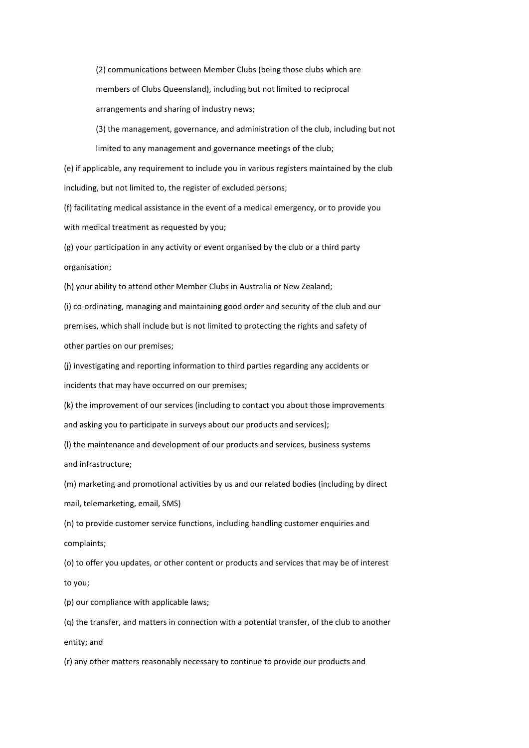(2) communications between Member Clubs (being those clubs which are members of Clubs Queensland), including but not limited to reciprocal arrangements and sharing of industry news;

(3) the management, governance, and administration of the club, including but not limited to any management and governance meetings of the club;

(e) if applicable, any requirement to include you in various registers maintained by the club including, but not limited to, the register of excluded persons;

(f) facilitating medical assistance in the event of a medical emergency, or to provide you with medical treatment as requested by you;

(g) your participation in any activity or event organised by the club or a third party organisation;

(h) your ability to attend other Member Clubs in Australia or New Zealand;

(i) co-ordinating, managing and maintaining good order and security of the club and our premises, which shall include but is not limited to protecting the rights and safety of other parties on our premises;

(j) investigating and reporting information to third parties regarding any accidents or incidents that may have occurred on our premises;

(k) the improvement of our services (including to contact you about those improvements and asking you to participate in surveys about our products and services);

(l) the maintenance and development of our products and services, business systems and infrastructure;

(m) marketing and promotional activities by us and our related bodies (including by direct mail, telemarketing, email, SMS)

(n) to provide customer service functions, including handling customer enquiries and complaints;

(o) to offer you updates, or other content or products and services that may be of interest to you;

(p) our compliance with applicable laws;

(q) the transfer, and matters in connection with a potential transfer, of the club to another entity; and

(r) any other matters reasonably necessary to continue to provide our products and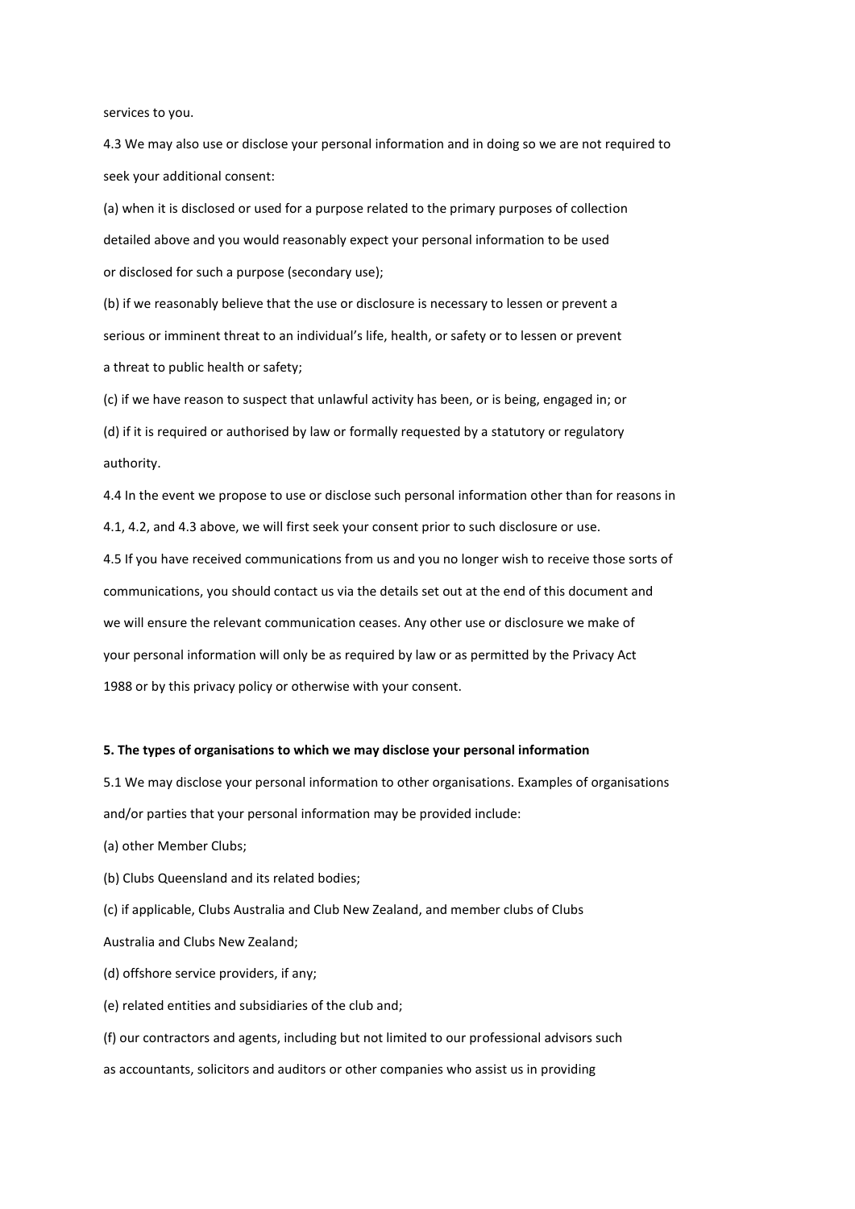services to you.

4.3 We may also use or disclose your personal information and in doing so we are not required to seek your additional consent:

(a) when it is disclosed or used for a purpose related to the primary purposes of collection detailed above and you would reasonably expect your personal information to be used or disclosed for such a purpose (secondary use);

(b) if we reasonably believe that the use or disclosure is necessary to lessen or prevent a serious or imminent threat to an individual's life, health, or safety or to lessen or prevent a threat to public health or safety;

(c) if we have reason to suspect that unlawful activity has been, or is being, engaged in; or

(d) if it is required or authorised by law or formally requested by a statutory or regulatory authority.

4.4 In the event we propose to use or disclose such personal information other than for reasons in 4.1, 4.2, and 4.3 above, we will first seek your consent prior to such disclosure or use.

4.5 If you have received communications from us and you no longer wish to receive those sorts of communications, you should contact us via the details set out at the end of this document and we will ensure the relevant communication ceases. Any other use or disclosure we make of your personal information will only be as required by law or as permitted by the Privacy Act 1988 or by this privacy policy or otherwise with your consent.

**5. The types of organisations to which we may disclose your personal information**

5.1 We may disclose your personal information to other organisations. Examples of organisations and/or parties that your personal information may be provided include:

(a) other Member Clubs;

(b) Clubs Queensland and its related bodies;

(c) if applicable, Clubs Australia and Club New Zealand, and member clubs of Clubs Australia and Clubs New Zealand;

(d) offshore service providers, if any;

(e) related entities and subsidiaries of the club and;

(f) our contractors and agents, including but not limited to our professional advisors such as accountants, solicitors and auditors or other companies who assist us in providing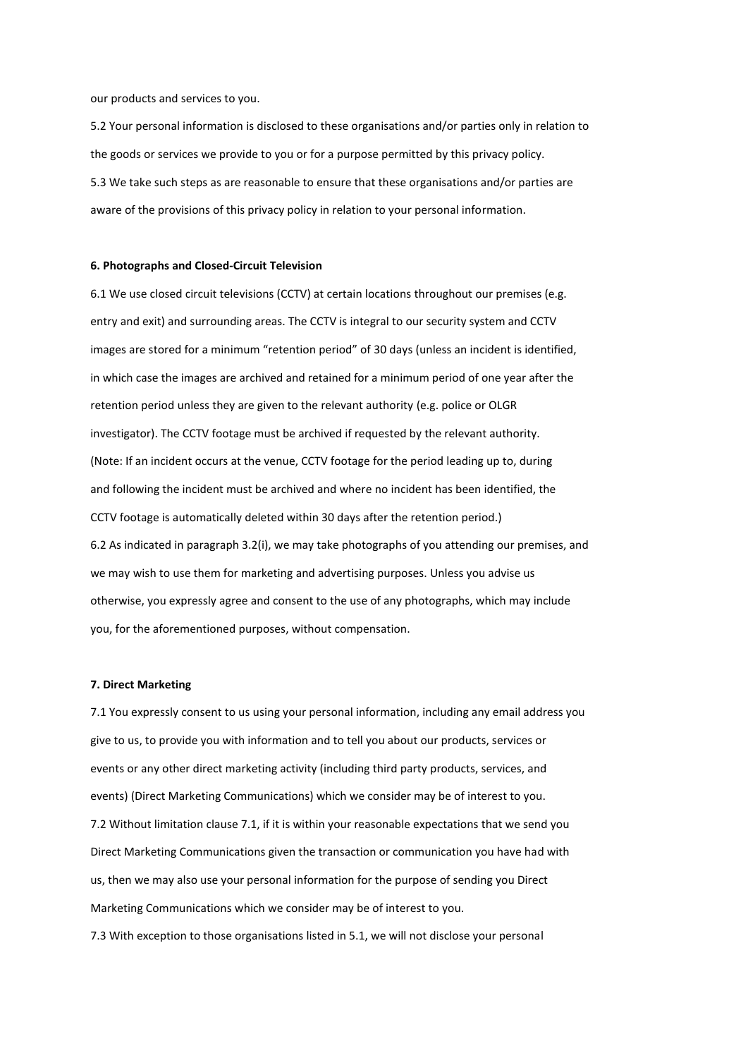our products and services to you.

5.2 Your personal information is disclosed to these organisations and/or parties only in relation to the goods or services we provide to you or for a purpose permitted by this privacy policy.

5.3 We take such steps as are reasonable to ensure that these organisations and/or parties are aware of the provisions of this privacy policy in relation to your personal information.

**6. Photographs and Closed-Circuit Television**

6.1 We use closed circuit televisions (CCTV) at certain locations throughout our premises (e.g. entry and exit) and surrounding areas. The CCTV is integral to our security system and CCTV images are stored for a minimum "retention period" of 30 days (unless an incident is identified, in which case the images are archived and retained for a minimum period of one year after the retention period unless they are given to the relevant authority (e.g. police or OLGR investigator). The CCTV footage must be archived if requested by the relevant authority. (Note: If an incident occurs at the venue, CCTV footage for the period leading up to, during and following the incident must be archived and where no incident has been identified, the CCTV footage is automatically deleted within 30 days after the retention period.)

6.2 As indicated in paragraph 3.2(i), we may take photographs of you attending our premises, and we may wish to use them for marketing and advertising purposes. Unless you advise us otherwise, you expressly agree and consent to the use of any photographs, which may include you, for the aforementioned purposes, without compensation.

**7. Direct Marketing**

7.1 You expressly consent to us using your personal information, including any email address you give to us, to provide you with information and to tell you about our products, services or events or any other direct marketing activity (including third party products, services, and events) (Direct Marketing Communications) which we consider may be of interest to you.

7.2 Without limitation clause 7.1, if it is within your reasonable expectations that we send you Direct Marketing Communications given the transaction or communication you have had with us, then we may also use your personal information for the purpose of sending you Direct Marketing Communications which we consider may be of interest to you.

7.3 With exception to those organisations listed in 5.1, we will not disclose your personal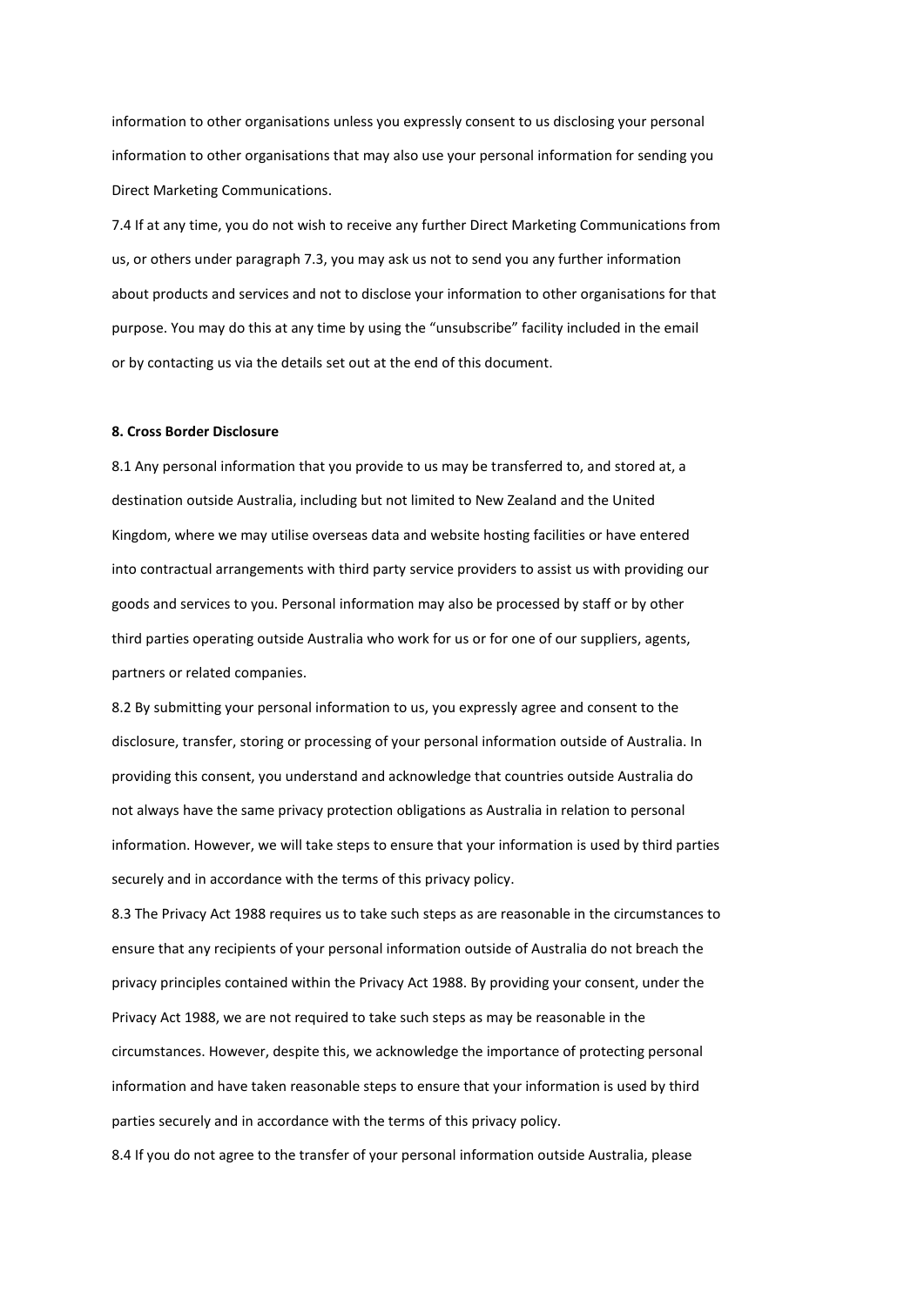information to other organisations unless you expressly consent to us disclosing your personal information to other organisations that may also use your personal information for sending you Direct Marketing Communications.

7.4 If at any time, you do not wish to receive any further Direct Marketing Communications from us, or others under paragraph 7.3, you may ask us not to send you any further information about products and services and not to disclose your information to other organisations for that purpose. You may do this at any time by using the "unsubscribe" facility included in the email or by contacting us via the details set out at the end of this document.

**8. Cross Border Disclosure**

8.1 Any personal information that you provide to us may be transferred to, and stored at, a destination outside Australia, including but not limited to New Zealand and the United Kingdom, where we may utilise overseas data and website hosting facilities or have entered into contractual arrangements with third party service providers to assist us with providing our goods and services to you. Personal information may also be processed by staff or by other third parties operating outside Australia who work for us or for one of our suppliers, agents, partners or related companies.

8.2 By submitting your personal information to us, you expressly agree and consent to the disclosure, transfer, storing or processing of your personal information outside of Australia. In providing this consent, you understand and acknowledge that countries outside Australia do not always have the same privacy protection obligations as Australia in relation to personal information. However, we will take steps to ensure that your information is used by third parties securely and in accordance with the terms of this privacy policy.

8.3 The Privacy Act 1988 requires us to take such steps as are reasonable in the circumstances to ensure that any recipients of your personal information outside of Australia do not breach the privacy principles contained within the Privacy Act 1988. By providing your consent, under the Privacy Act 1988, we are not required to take such steps as may be reasonable in the circumstances. However, despite this, we acknowledge the importance of protecting personal information and have taken reasonable steps to ensure that your information is used by third parties securely and in accordance with the terms of this privacy policy.

8.4 If you do not agree to the transfer of your personal information outside Australia, please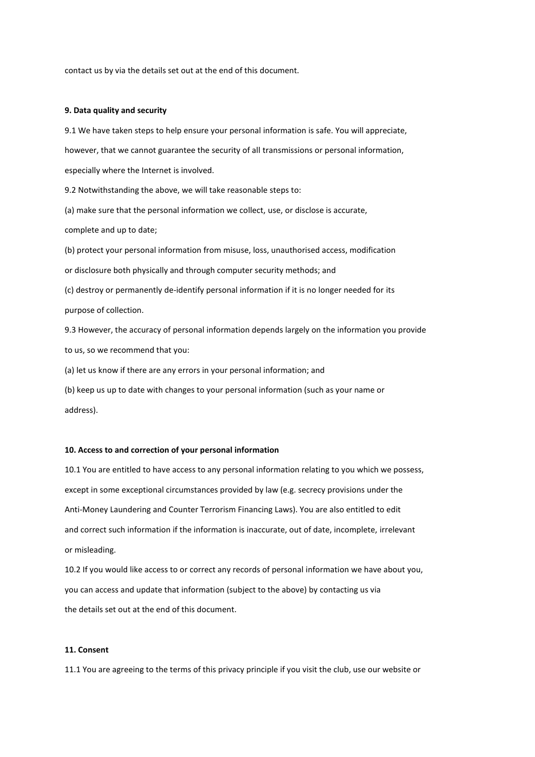contact us by via the details set out at the end of this document.

**9. Data quality and security**

9.1 We have taken steps to help ensure your personal information is safe. You will appreciate, however, that we cannot guarantee the security of all transmissions or personal information, especially where the Internet is involved.

9.2 Notwithstanding the above, we will take reasonable steps to:

(a) make sure that the personal information we collect, use, or disclose is accurate, complete and up to date;

(b) protect your personal information from misuse, loss, unauthorised access, modification or disclosure both physically and through computer security methods; and

(c) destroy or permanently de-identify personal information if it is no longer needed for its purpose of collection.

9.3 However, the accuracy of personal information depends largely on the information you provide to us, so we recommend that you:

(a) let us know if there are any errors in your personal information; and

(b) keep us up to date with changes to your personal information (such as your name or address).

**10. Access to and correction of your personal information**

10.1 You are entitled to have access to any personal information relating to you which we possess, except in some exceptional circumstances provided by law (e.g. secrecy provisions under the Anti-Money Laundering and Counter Terrorism Financing Laws). You are also entitled to edit and correct such information if the information is inaccurate, out of date, incomplete, irrelevant or misleading.

10.2 If you would like access to or correct any records of personal information we have about you, you can access and update that information (subject to the above) by contacting us via the details set out at the end of this document.

**11. Consent**

11.1 You are agreeing to the terms of this privacy principle if you visit the club, use our website or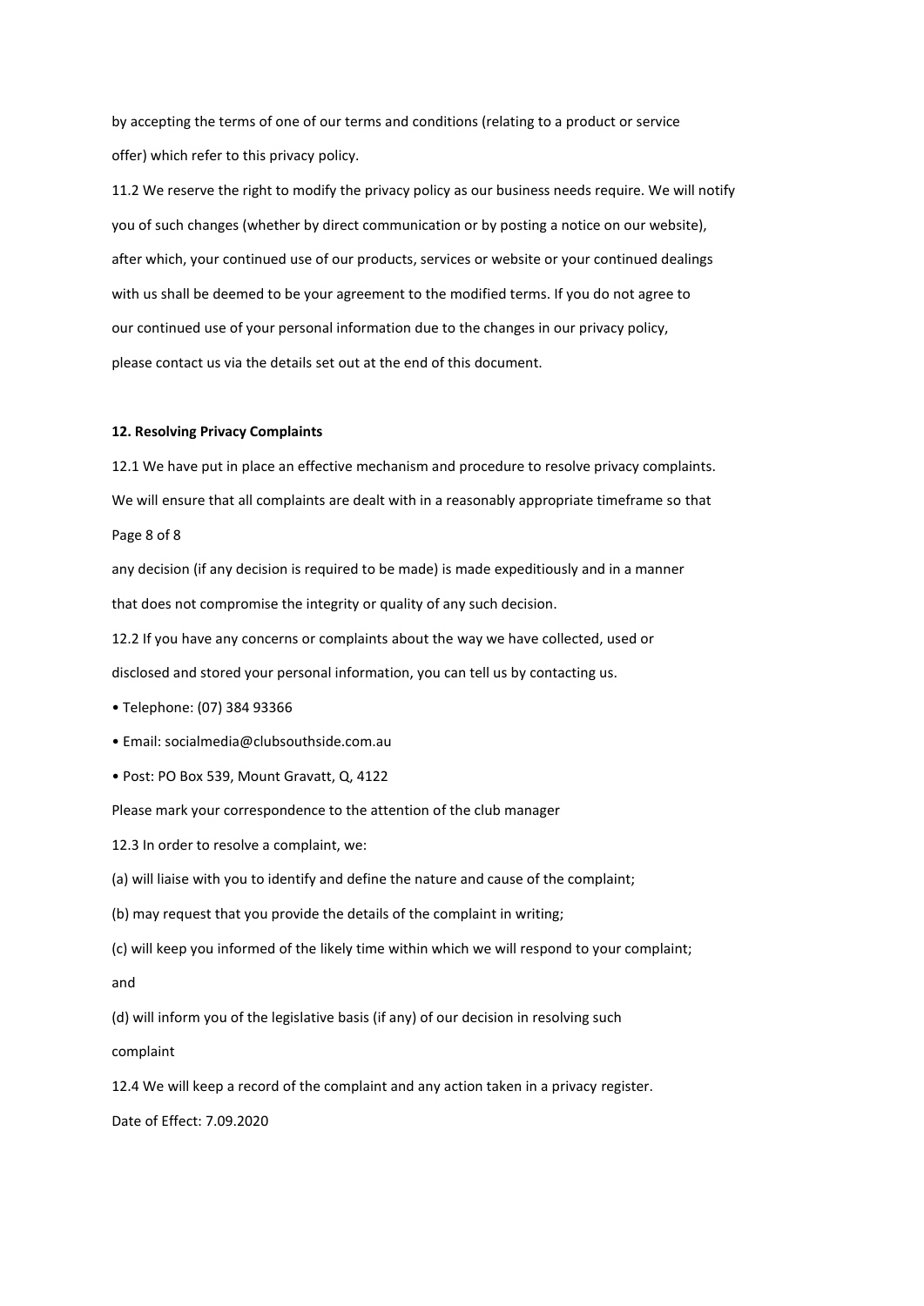by accepting the terms of one of our terms and conditions (relating to a product or service offer) which refer to this privacy policy.

11.2 We reserve the right to modify the privacy policy as our business needs require. We will notify you of such changes (whether by direct communication or by posting a notice on our website), after which, your continued use of our products, services or website or your continued dealings with us shall be deemed to be your agreement to the modified terms. If you do not agree to our continued use of your personal information due to the changes in our privacy policy, please contact us via the details set out at the end of this document.

**12. Resolving Privacy Complaints**

12.1 We have put in place an effective mechanism and procedure to resolve privacy complaints. We will ensure that all complaints are dealt with in a reasonably appropriate timeframe so that any decision (if any decision is required to be made) is made expeditiously and in a manner that does not compromise the integrity or quality of any such decision.

12.2 If you have any concerns or complaints about the way we have collected, used or disclosed and stored your personal information, you can tell us by contacting us.

- Telephone: (07) 384 93366
- Email: socialmedia@clubsouthside.com.au
- Post: PO Box 539, Mount Gravatt, Q, 4122

Please mark your correspondence to the attention of the club manager

12.3 In order to resolve a complaint, we:

(a) will liaise with you to identify and define the nature and cause of the complaint;

(b) may request that you provide the details of the complaint in writing;

(c) will keep you informed of the likely time within which we will respond to your complaint; and

(d) will inform you of the legislative basis (if any) of our decision in resolving such complaint

12.4 We will keep a record of the complaint and any action taken in a privacy register.

Date of Effect: 7.09.2020